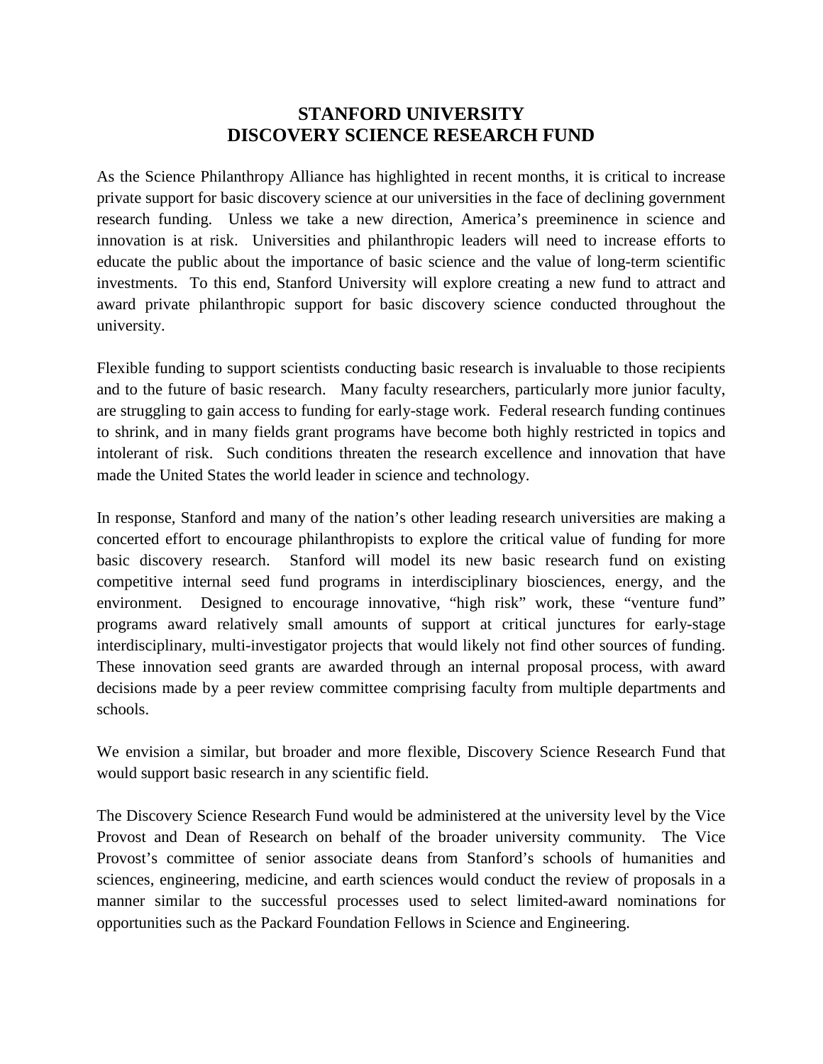# STANFORD UNIVERSITY
# DISCOVERY SCIENCE RESEARCH FUND

As the Science Philanthropy Alliance has highlighted in recent months, it is critical to increase private support for basic discovery science at our universities in the face of declining government research funding. Unless we take a new direction, America's preeminence in science and innovation is at risk. Universities and philanthropic leaders will need to increase efforts to educate the public about the importance of basic science and the value of long-term scientific investments. To this end, Stanford University will explore creating a new fund to attract and award private philanthropic support for basic discovery science conducted throughout the university.

Flexible funding to support scientists conducting basic research is invaluable to those recipients and to the future of basic research. Many faculty researchers, particularly more junior faculty, are struggling to gain access to funding for early-stage work. Federal research funding continues to shrink, and in many fields grant programs have become both highly restricted in topics and intolerant of risk. Such conditions threaten the research excellence and innovation that have made the United States the world leader in science and technology.

In response, Stanford and many of the nation's other leading research universities are making a concerted effort to encourage philanthropists to explore the critical value of funding for more basic discovery research. Stanford will model its new basic research fund on existing competitive internal seed fund programs in interdisciplinary biosciences, energy, and the environment. Designed to encourage innovative, "high risk" work, these "venture fund" programs award relatively small amounts of support at critical junctures for early-stage interdisciplinary, multi-investigator projects that would likely not find other sources of funding. These innovation seed grants are awarded through an internal proposal process, with award decisions made by a peer review committee comprising faculty from multiple departments and schools.

We envision a similar, but broader and more flexible, Discovery Science Research Fund that would support basic research in any scientific field.

The Discovery Science Research Fund would be administered at the university level by the Vice Provost and Dean of Research on behalf of the broader university community. The Vice Provost's committee of senior associate deans from Stanford's schools of humanities and sciences, engineering, medicine, and earth sciences would conduct the review of proposals in a manner similar to the successful processes used to select limited-award nominations for opportunities such as the Packard Foundation Fellows in Science and Engineering.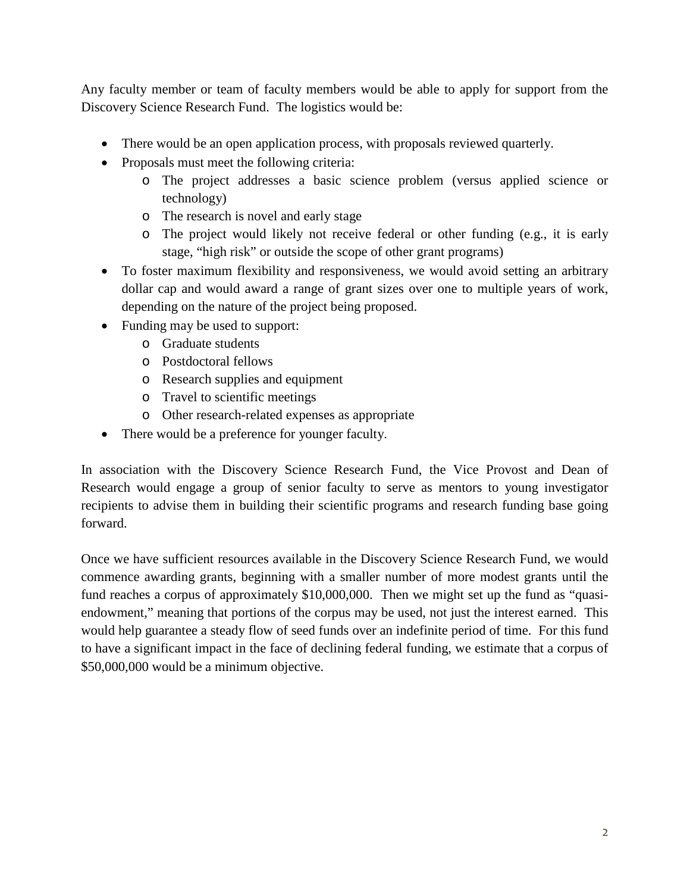Any faculty member or team of faculty members would be able to apply for support from the Discovery Science Research Fund. The logistics would be:

- There would be an open application process, with proposals reviewed quarterly.
- Proposals must meet the following criteria:
    - The project addresses a basic science problem (versus applied science or technology)
    - The research is novel and early stage
    - The project would likely not receive federal or other funding (e.g., it is early stage, "high risk" or outside the scope of other grant programs)
- To foster maximum flexibility and responsiveness, we would avoid setting an arbitrary dollar cap and would award a range of grant sizes over one to multiple years of work, depending on the nature of the project being proposed.
- Funding may be used to support:
    - Graduate students
    - Postdoctoral fellows
    - Research supplies and equipment
    - Travel to scientific meetings
    - Other research-related expenses as appropriate
- There would be a preference for younger faculty.

In association with the Discovery Science Research Fund, the Vice Provost and Dean of Research would engage a group of senior faculty to serve as mentors to young investigator recipients to advise them in building their scientific programs and research funding base going forward.

Once we have sufficient resources available in the Discovery Science Research Fund, we would commence awarding grants, beginning with a smaller number of more modest grants until the fund reaches a corpus of approximately $10,000,000. Then we might set up the fund as "quasi-endowment," meaning that portions of the corpus may be used, not just the interest earned. This would help guarantee a steady flow of seed funds over an indefinite period of time. For this fund to have a significant impact in the face of declining federal funding, we estimate that a corpus of $50,000,000 would be a minimum objective.